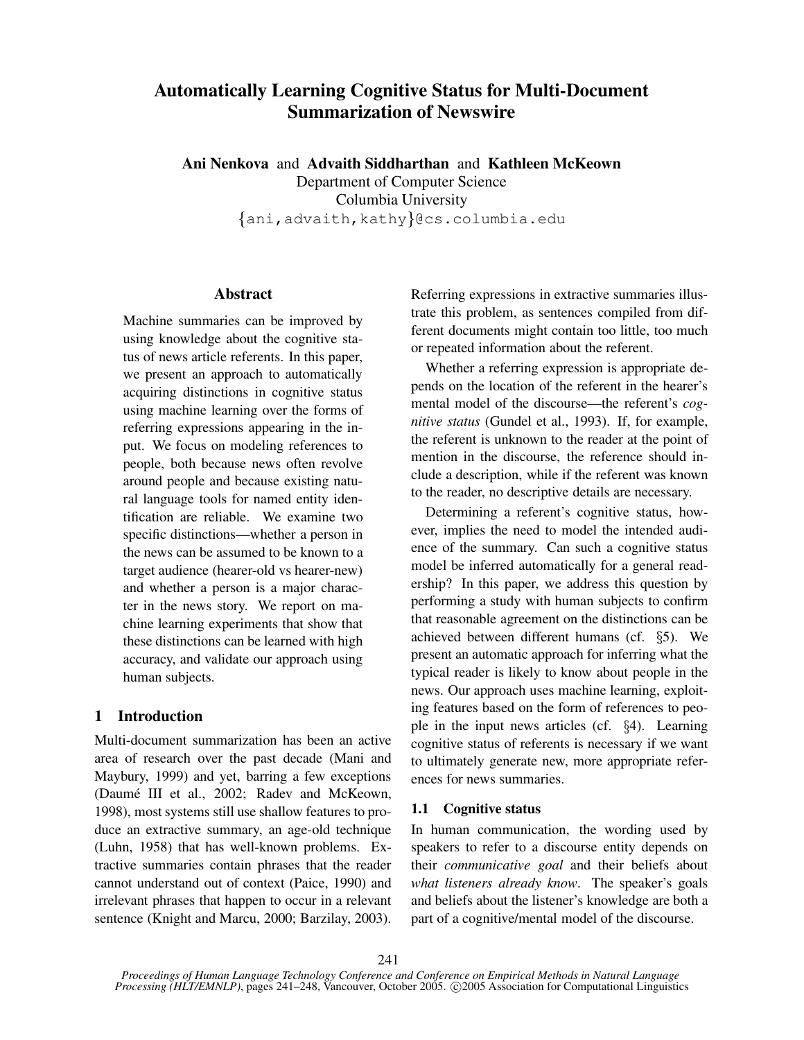# Automatically Learning Cognitive Status for Multi-Document Summarization of Newswire

**Ani Nenkova** and **Advaith Siddharthan** and **Kathleen McKeown**
Department of Computer Science
Columbia University
{ani,advaith,kathy}@cs.columbia.edu

## Abstract

Machine summaries can be improved by using knowledge about the cognitive status of news article referents. In this paper, we present an approach to automatically acquiring distinctions in cognitive status using machine learning over the forms of referring expressions appearing in the input. We focus on modeling references to people, both because news often revolve around people and because existing natural language tools for named entity identification are reliable. We examine two specific distinctions—whether a person in the news can be assumed to be known to a target audience (hearer-old vs hearer-new) and whether a person is a major character in the news story. We report on machine learning experiments that show that these distinctions can be learned with high accuracy, and validate our approach using human subjects.

## 1 Introduction

Multi-document summarization has been an active area of research over the past decade (Mani and Maybury, 1999) and yet, barring a few exceptions (Daumé III et al., 2002; Radev and McKeown, 1998), most systems still use shallow features to produce an extractive summary, an age-old technique (Luhn, 1958) that has well-known problems. Extractive summaries contain phrases that the reader cannot understand out of context (Paice, 1990) and irrelevant phrases that happen to occur in a relevant sentence (Knight and Marcu, 2000; Barzilay, 2003). Referring expressions in extractive summaries illustrate this problem, as sentences compiled from different documents might contain too little, too much or repeated information about the referent.

Whether a referring expression is appropriate depends on the location of the referent in the hearer's mental model of the discourse—the referent's *cognitive status* (Gundel et al., 1993). If, for example, the referent is unknown to the reader at the point of mention in the discourse, the reference should include a description, while if the referent was known to the reader, no descriptive details are necessary.

Determining a referent's cognitive status, however, implies the need to model the intended audience of the summary. Can such a cognitive status model be inferred automatically for a general readership? In this paper, we address this question by performing a study with human subjects to confirm that reasonable agreement on the distinctions can be achieved between different humans (cf. §5). We present an automatic approach for inferring what the typical reader is likely to know about people in the news. Our approach uses machine learning, exploiting features based on the form of references to people in the input news articles (cf. §4). Learning cognitive status of referents is necessary if we want to ultimately generate new, more appropriate references for news summaries.

### 1.1 Cognitive status

In human communication, the wording used by speakers to refer to a discourse entity depends on their *communicative goal* and their beliefs about *what listeners already know*. The speaker's goals and beliefs about the listener's knowledge are both a part of a cognitive/mental model of the discourse.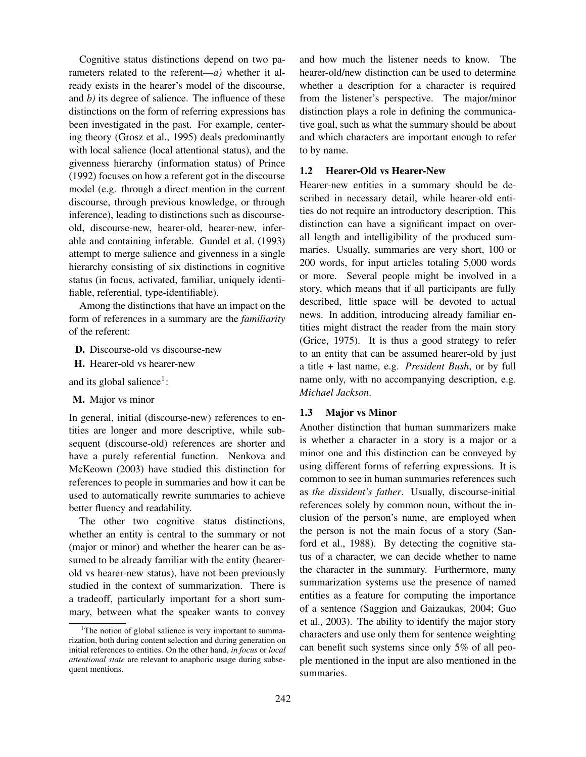Cognitive status distinctions depend on two parameters related to the referent—*a)* whether it already exists in the hearer's model of the discourse, and *b)* its degree of salience. The influence of these distinctions on the form of referring expressions has been investigated in the past. For example, centering theory (Grosz et al., 1995) deals predominantly with local salience (local attentional status), and the givenness hierarchy (information status) of Prince (1992) focuses on how a referent got in the discourse model (e.g. through a direct mention in the current discourse, through previous knowledge, or through inference), leading to distinctions such as discourse-old, discourse-new, hearer-old, hearer-new, inferable and containing inferable. Gundel et al. (1993) attempt to merge salience and givenness in a single hierarchy consisting of six distinctions in cognitive status (in focus, activated, familiar, uniquely identifiable, referential, type-identifiable).

Among the distinctions that have an impact on the form of references in a summary are the *familiarity* of the referent:

**D.** Discourse-old vs discourse-new

**H.** Hearer-old vs hearer-new

and its global salience[1]:

**M.** Major vs minor

In general, initial (discourse-new) references to entities are longer and more descriptive, while subsequent (discourse-old) references are shorter and have a purely referential function. Nenkova and McKeown (2003) have studied this distinction for references to people in summaries and how it can be used to automatically rewrite summaries to achieve better fluency and readability.

The other two cognitive status distinctions, whether an entity is central to the summary or not (major or minor) and whether the hearer can be assumed to be already familiar with the entity (hearer-old vs hearer-new status), have not been previously studied in the context of summarization. There is a tradeoff, particularly important for a short summary, between what the speaker wants to convey and how much the listener needs to know. The hearer-old/new distinction can be used to determine whether a description for a character is required from the listener's perspective. The major/minor distinction plays a role in defining the communicative goal, such as what the summary should be about and which characters are important enough to refer to by name.

[1] The notion of global salience is very important to summarization, both during content selection and during generation on initial references to entities. On the other hand, *in focus* or *local attentional state* are relevant to anaphoric usage during subsequent mentions.

### 1.2 Hearer-Old vs Hearer-New

Hearer-new entities in a summary should be described in necessary detail, while hearer-old entities do not require an introductory description. This distinction can have a significant impact on overall length and intelligibility of the produced summaries. Usually, summaries are very short, 100 or 200 words, for input articles totaling 5,000 words or more. Several people might be involved in a story, which means that if all participants are fully described, little space will be devoted to actual news. In addition, introducing already familiar entities might distract the reader from the main story (Grice, 1975). It is thus a good strategy to refer to an entity that can be assumed hearer-old by just a title + last name, e.g. *President Bush*, or by full name only, with no accompanying description, e.g. *Michael Jackson*.

### 1.3 Major vs Minor

Another distinction that human summarizers make is whether a character in a story is a major or a minor one and this distinction can be conveyed by using different forms of referring expressions. It is common to see in human summaries references such as *the dissident's father*. Usually, discourse-initial references solely by common noun, without the inclusion of the person's name, are employed when the person is not the main focus of a story (Sanford et al., 1988). By detecting the cognitive status of a character, we can decide whether to name the character in the summary. Furthermore, many summarization systems use the presence of named entities as a feature for computing the importance of a sentence (Saggion and Gaizaukas, 2004; Guo et al., 2003). The ability to identify the major story characters and use only them for sentence weighting can benefit such systems since only 5% of all people mentioned in the input are also mentioned in the summaries.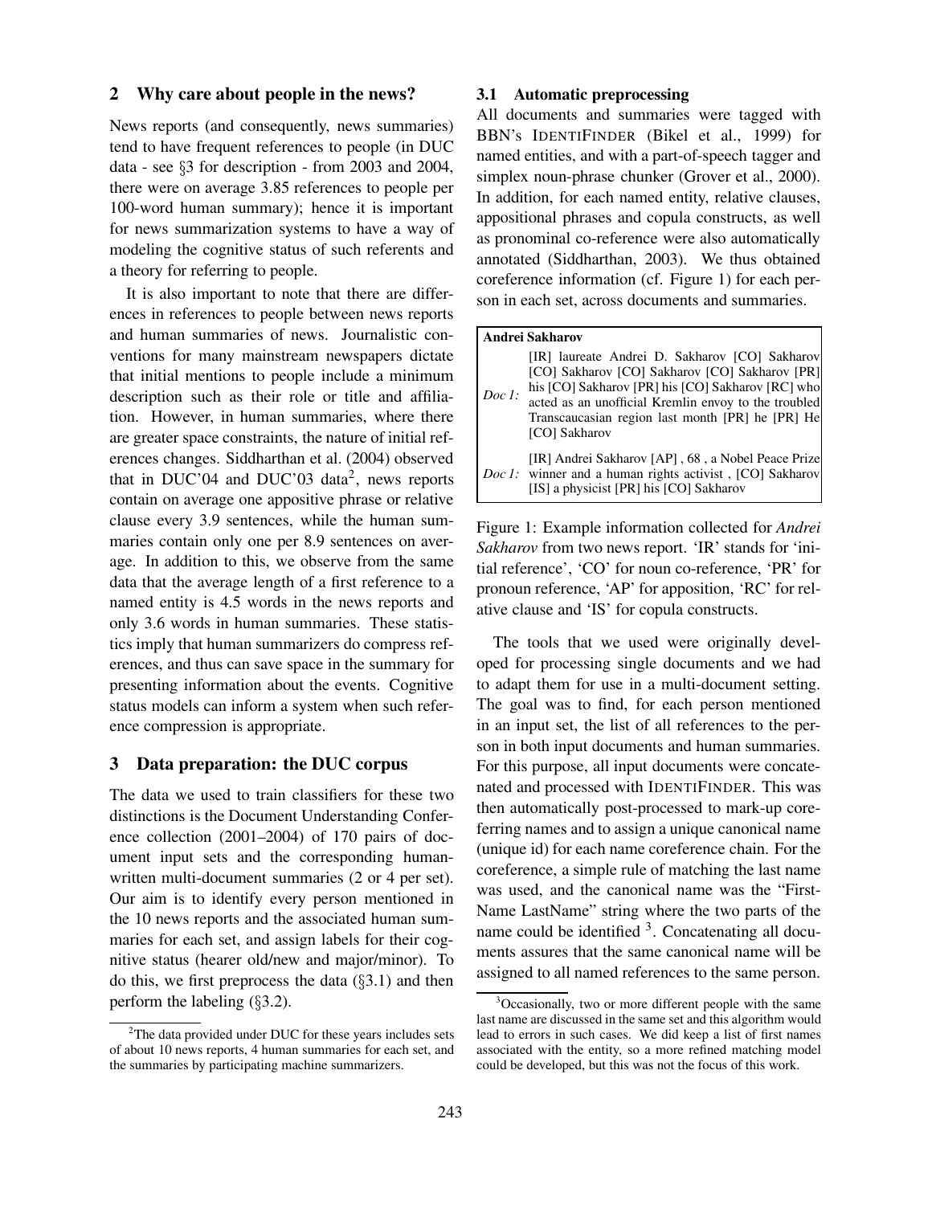## 2 Why care about people in the news?

News reports (and consequently, news summaries) tend to have frequent references to people (in DUC data - see §3 for description - from 2003 and 2004, there were on average 3.85 references to people per 100-word human summary); hence it is important for news summarization systems to have a way of modeling the cognitive status of such referents and a theory for referring to people.

It is also important to note that there are differences in references to people between news reports and human summaries of news. Journalistic conventions for many mainstream newspapers dictate that initial mentions to people include a minimum description such as their role or title and affiliation. However, in human summaries, where there are greater space constraints, the nature of initial references changes. Siddharthan et al. (2004) observed that in DUC'04 and DUC'03 data[2], news reports contain on average one appositive phrase or relative clause every 3.9 sentences, while the human summaries contain only one per 8.9 sentences on average. In addition to this, we observe from the same data that the average length of a first reference to a named entity is 4.5 words in the news reports and only 3.6 words in human summaries. These statistics imply that human summarizers do compress references, and thus can save space in the summary for presenting information about the events. Cognitive status models can inform a system when such reference compression is appropriate.

## 3 Data preparation: the DUC corpus

The data we used to train classifiers for these two distinctions is the Document Understanding Conference collection (2001–2004) of 170 pairs of document input sets and the corresponding human-written multi-document summaries (2 or 4 per set). Our aim is to identify every person mentioned in the 10 news reports and the associated human summaries for each set, and assign labels for their cognitive status (hearer old/new and major/minor). To do this, we first preprocess the data (§3.1) and then perform the labeling (§3.2).

[2]The data provided under DUC for these years includes sets of about 10 news reports, 4 human summaries for each set, and the summaries by participating machine summarizers.

### 3.1 Automatic preprocessing

All documents and summaries were tagged with BBN's IDENTIFINDER (Bikel et al., 1999) for named entities, and with a part-of-speech tagger and simplex noun-phrase chunker (Grover et al., 2000). In addition, for each named entity, relative clauses, appositional phrases and copula constructs, as well as pronominal co-reference were also automatically annotated (Siddharthan, 2003). We thus obtained coreference information (cf. Figure 1) for each person in each set, across documents and summaries.

| **Andrei Sakharov** | |
|---|---|
| *Doc 1:* | [IR] laureate Andrei D. Sakharov [CO] Sakharov [CO] Sakharov [CO] Sakharov [CO] Sakharov [PR] his [CO] Sakharov [PR] his [CO] Sakharov [RC] who acted as an unofficial Kremlin envoy to the troubled Transcaucasian region last month [PR] he [PR] He [CO] Sakharov |
| *Doc 1:* | [IR] Andrei Sakharov [AP] , 68 , a Nobel Peace Prize winner and a human rights activist , [CO] Sakharov [IS] a physicist [PR] his [CO] Sakharov |

Figure 1: Example information collected for *Andrei Sakharov* from two news report. 'IR' stands for 'initial reference', 'CO' for noun co-reference, 'PR' for pronoun reference, 'AP' for apposition, 'RC' for relative clause and 'IS' for copula constructs.

The tools that we used were originally developed for processing single documents and we had to adapt them for use in a multi-document setting. The goal was to find, for each person mentioned in an input set, the list of all references to the person in both input documents and human summaries. For this purpose, all input documents were concatenated and processed with IDENTIFINDER. This was then automatically post-processed to mark-up coreferring names and to assign a unique canonical name (unique id) for each name coreference chain. For the coreference, a simple rule of matching the last name was used, and the canonical name was the "FirstName LastName" string where the two parts of the name could be identified [3]. Concatenating all documents assures that the same canonical name will be assigned to all named references to the same person.

[3]Occasionally, two or more different people with the same last name are discussed in the same set and this algorithm would lead to errors in such cases. We did keep a list of first names associated with the entity, so a more refined matching model could be developed, but this was not the focus of this work.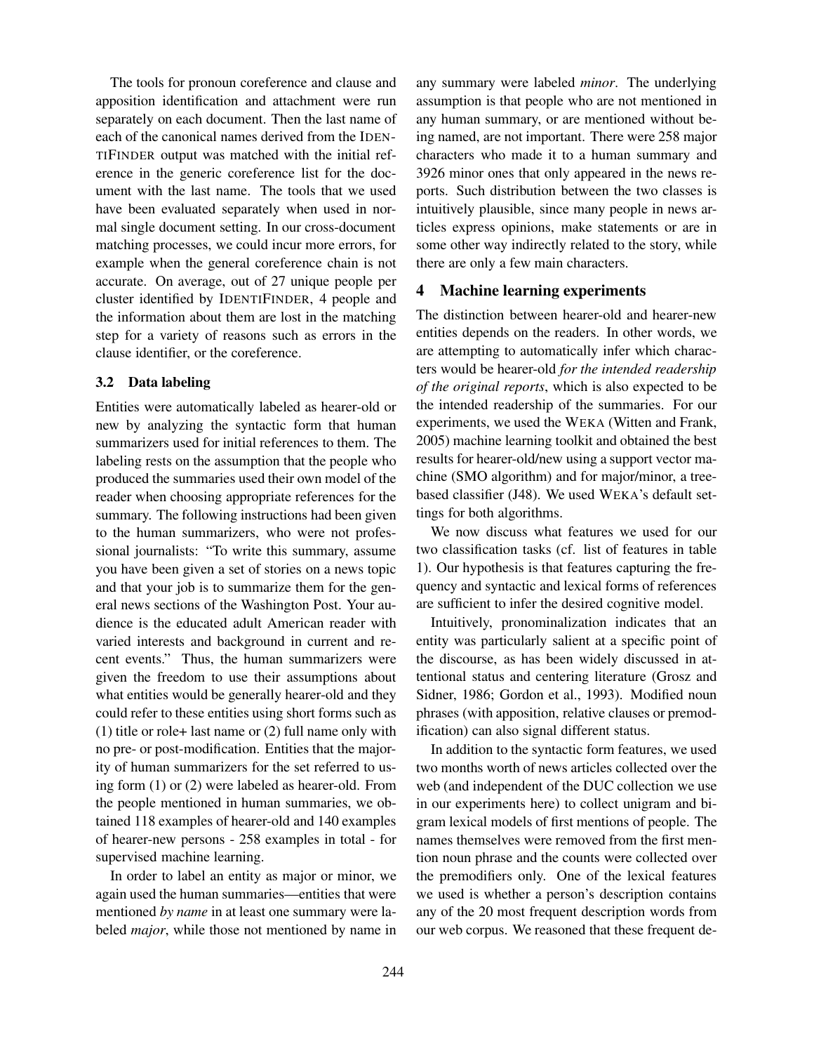The tools for pronoun coreference and clause and apposition identification and attachment were run separately on each document. Then the last name of each of the canonical names derived from the IDENTIFINDER output was matched with the initial reference in the generic coreference list for the document with the last name. The tools that we used have been evaluated separately when used in normal single document setting. In our cross-document matching processes, we could incur more errors, for example when the general coreference chain is not accurate. On average, out of 27 unique people per cluster identified by IDENTIFINDER, 4 people and the information about them are lost in the matching step for a variety of reasons such as errors in the clause identifier, or the coreference.

### 3.2 Data labeling

Entities were automatically labeled as hearer-old or new by analyzing the syntactic form that human summarizers used for initial references to them. The labeling rests on the assumption that the people who produced the summaries used their own model of the reader when choosing appropriate references for the summary. The following instructions had been given to the human summarizers, who were not professional journalists: "To write this summary, assume you have been given a set of stories on a news topic and that your job is to summarize them for the general news sections of the Washington Post. Your audience is the educated adult American reader with varied interests and background in current and recent events." Thus, the human summarizers were given the freedom to use their assumptions about what entities would be generally hearer-old and they could refer to these entities using short forms such as (1) title or role+ last name or (2) full name only with no pre- or post-modification. Entities that the majority of human summarizers for the set referred to using form (1) or (2) were labeled as hearer-old. From the people mentioned in human summaries, we obtained 118 examples of hearer-old and 140 examples of hearer-new persons - 258 examples in total - for supervised machine learning.

In order to label an entity as major or minor, we again used the human summaries—entities that were mentioned *by name* in at least one summary were labeled *major*, while those not mentioned by name in any summary were labeled *minor*. The underlying assumption is that people who are not mentioned in any human summary, or are mentioned without being named, are not important. There were 258 major characters who made it to a human summary and 3926 minor ones that only appeared in the news reports. Such distribution between the two classes is intuitively plausible, since many people in news articles express opinions, make statements or are in some other way indirectly related to the story, while there are only a few main characters.

## 4 Machine learning experiments

The distinction between hearer-old and hearer-new entities depends on the readers. In other words, we are attempting to automatically infer which characters would be hearer-old *for the intended readership of the original reports*, which is also expected to be the intended readership of the summaries. For our experiments, we used the WEKA (Witten and Frank, 2005) machine learning toolkit and obtained the best results for hearer-old/new using a support vector machine (SMO algorithm) and for major/minor, a tree-based classifier (J48). We used WEKA's default settings for both algorithms.

We now discuss what features we used for our two classification tasks (cf. list of features in table 1). Our hypothesis is that features capturing the frequency and syntactic and lexical forms of references are sufficient to infer the desired cognitive model.

Intuitively, pronominalization indicates that an entity was particularly salient at a specific point of the discourse, as has been widely discussed in attentional status and centering literature (Grosz and Sidner, 1986; Gordon et al., 1993). Modified noun phrases (with apposition, relative clauses or premodification) can also signal different status.

In addition to the syntactic form features, we used two months worth of news articles collected over the web (and independent of the DUC collection we use in our experiments here) to collect unigram and bigram lexical models of first mentions of people. The names themselves were removed from the first mention noun phrase and the counts were collected over the premodifiers only. One of the lexical features we used is whether a person's description contains any of the 20 most frequent description words from our web corpus. We reasoned that these frequent de-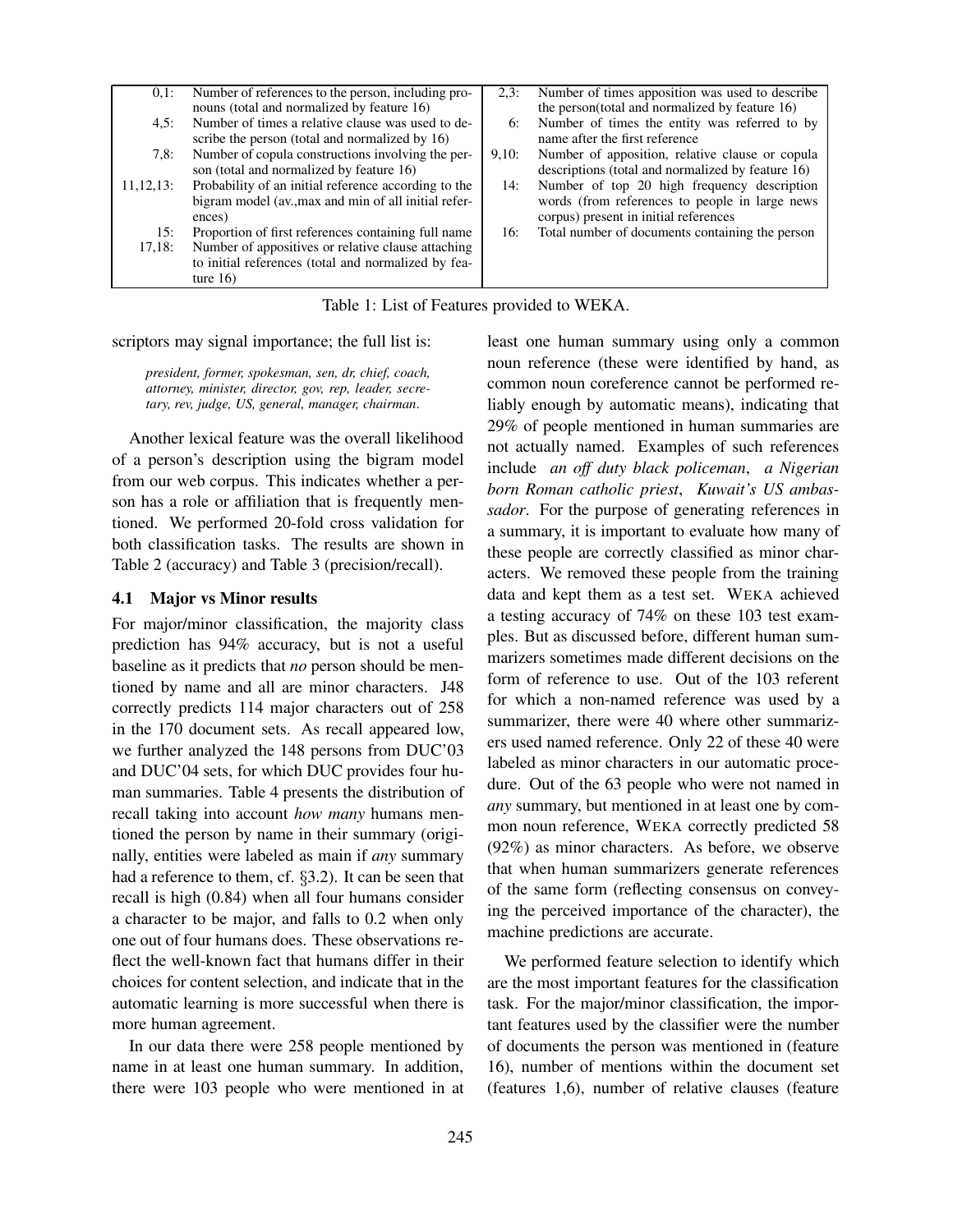| | | | |
|---|---|---|---|
| 0,1: | Number of references to the person, including pronouns (total and normalized by feature 16) | 2,3: | Number of times apposition was used to describe the person(total and normalized by feature 16) |
| 4,5: | Number of times a relative clause was used to describe the person (total and normalized by 16) | 6: | Number of times the entity was referred to by name after the first reference |
| 7,8: | Number of copula constructions involving the person (total and normalized by feature 16) | 9,10: | Number of apposition, relative clause or copula descriptions (total and normalized by feature 16) |
| 11,12,13: | Probability of an initial reference according to the bigram model (av.,max and min of all initial references) | 14: | Number of top 20 high frequency description words (from references to people in large news corpus) present in initial references |
| 15: | Proportion of first references containing full name | 16: | Total number of documents containing the person |
| 17,18: | Number of appositives or relative clause attaching to initial references (total and normalized by feature 16) | | |

Table 1: List of Features provided to WEKA.

scriptors may signal importance; the full list is:

> *president, former, spokesman, sen, dr, chief, coach, attorney, minister, director, gov, rep, leader, secretary, rev, judge, US, general, manager, chairman.*

Another lexical feature was the overall likelihood of a person's description using the bigram model from our web corpus. This indicates whether a person has a role or affiliation that is frequently mentioned. We performed 20-fold cross validation for both classification tasks. The results are shown in Table 2 (accuracy) and Table 3 (precision/recall).

### 4.1 Major vs Minor results

For major/minor classification, the majority class prediction has 94% accuracy, but is not a useful baseline as it predicts that *no* person should be mentioned by name and all are minor characters. J48 correctly predicts 114 major characters out of 258 in the 170 document sets. As recall appeared low, we further analyzed the 148 persons from DUC'03 and DUC'04 sets, for which DUC provides four human summaries. Table 4 presents the distribution of recall taking into account *how many* humans mentioned the person by name in their summary (originally, entities were labeled as main if *any* summary had a reference to them, cf. §3.2). It can be seen that recall is high (0.84) when all four humans consider a character to be major, and falls to 0.2 when only one out of four humans does. These observations reflect the well-known fact that humans differ in their choices for content selection, and indicate that in the automatic learning is more successful when there is more human agreement.

In our data there were 258 people mentioned by name in at least one human summary. In addition, there were 103 people who were mentioned in at least one human summary using only a common noun reference (these were identified by hand, as common noun coreference cannot be performed reliably enough by automatic means), indicating that 29% of people mentioned in human summaries are not actually named. Examples of such references include *an off duty black policeman*, *a Nigerian born Roman catholic priest*, *Kuwait's US ambassador*. For the purpose of generating references in a summary, it is important to evaluate how many of these people are correctly classified as minor characters. We removed these people from the training data and kept them as a test set. WEKA achieved a testing accuracy of 74% on these 103 test examples. But as discussed before, different human summarizers sometimes made different decisions on the form of reference to use. Out of the 103 referent for which a non-named reference was used by a summarizer, there were 40 where other summarizers used named reference. Only 22 of these 40 were labeled as minor characters in our automatic procedure. Out of the 63 people who were not named in *any* summary, but mentioned in at least one by common noun reference, WEKA correctly predicted 58 (92%) as minor characters. As before, we observe that when human summarizers generate references of the same form (reflecting consensus on conveying the perceived importance of the character), the machine predictions are accurate.

We performed feature selection to identify which are the most important features for the classification task. For the major/minor classification, the important features used by the classifier were the number of documents the person was mentioned in (feature 16), number of mentions within the document set (features 1,6), number of relative clauses (feature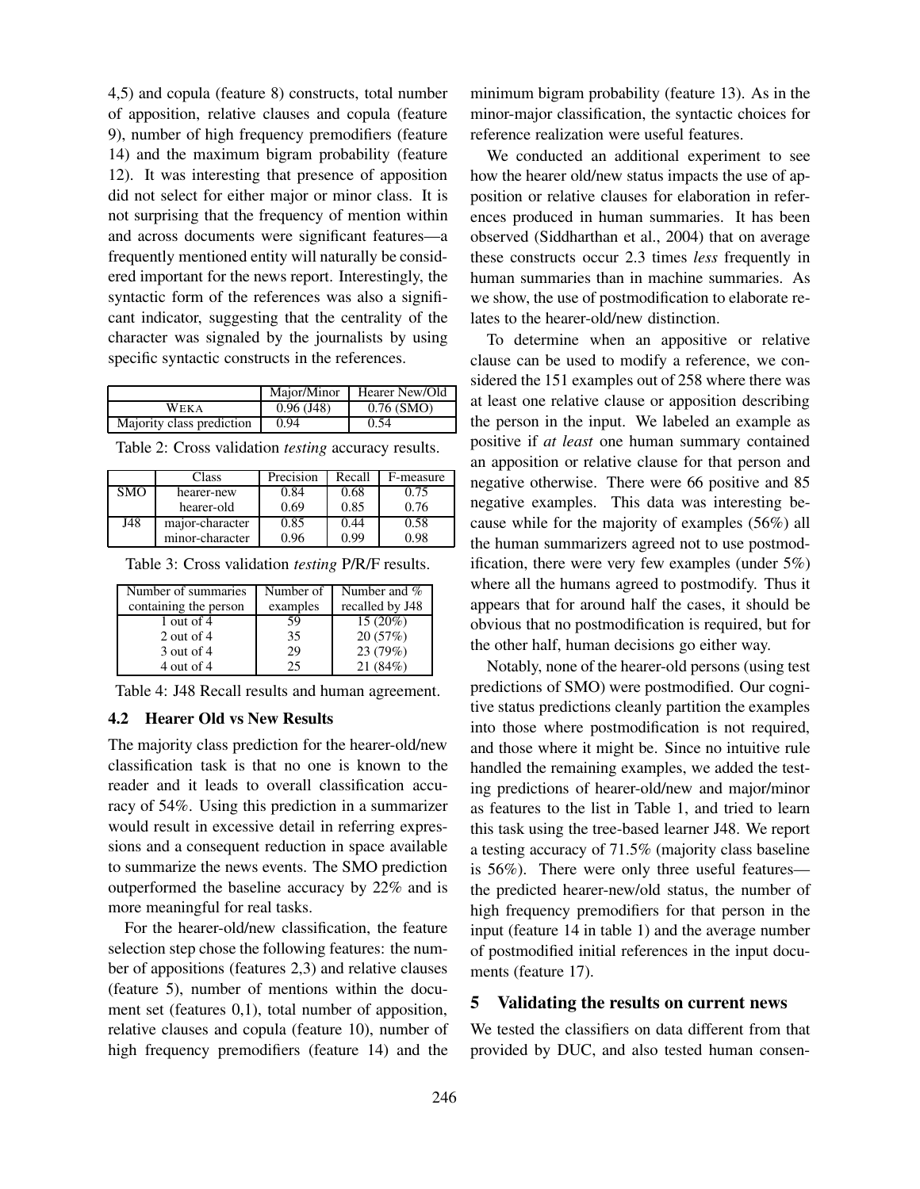4,5) and copula (feature 8) constructs, total number of apposition, relative clauses and copula (feature 9), number of high frequency premodifiers (feature 14) and the maximum bigram probability (feature 12). It was interesting that presence of apposition did not select for either major or minor class. It is not surprising that the frequency of mention within and across documents were significant features—a frequently mentioned entity will naturally be considered important for the news report. Interestingly, the syntactic form of the references was also a significant indicator, suggesting that the centrality of the character was signaled by the journalists by using specific syntactic constructs in the references.

| | Major/Minor | Hearer New/Old |
|---|---|---|
| WEKA | 0.96 (J48) | 0.76 (SMO) |
| Majority class prediction | 0.94 | 0.54 |

Table 2: Cross validation *testing* accuracy results.

| | Class | Precision | Recall | F-measure |
|---|---|---|---|---|
| SMO | hearer-new | 0.84 | 0.68 | 0.75 |
| | hearer-old | 0.69 | 0.85 | 0.76 |
| J48 | major-character | 0.85 | 0.44 | 0.58 |
| | minor-character | 0.96 | 0.99 | 0.98 |

Table 3: Cross validation *testing* P/R/F results.

| Number of summaries containing the person | Number of examples | Number and % recalled by J48 |
|---|---|---|
| 1 out of 4 | 59 | 15 (20%) |
| 2 out of 4 | 35 | 20 (57%) |
| 3 out of 4 | 29 | 23 (79%) |
| 4 out of 4 | 25 | 21 (84%) |

Table 4: J48 Recall results and human agreement.

### 4.2 Hearer Old vs New Results

The majority class prediction for the hearer-old/new classification task is that no one is known to the reader and it leads to overall classification accuracy of 54%. Using this prediction in a summarizer would result in excessive detail in referring expressions and a consequent reduction in space available to summarize the news events. The SMO prediction outperformed the baseline accuracy by 22% and is more meaningful for real tasks.

For the hearer-old/new classification, the feature selection step chose the following features: the number of appositions (features 2,3) and relative clauses (feature 5), number of mentions within the document set (features 0,1), total number of apposition, relative clauses and copula (feature 10), number of high frequency premodifiers (feature 14) and the minimum bigram probability (feature 13). As in the minor-major classification, the syntactic choices for reference realization were useful features.

We conducted an additional experiment to see how the hearer old/new status impacts the use of apposition or relative clauses for elaboration in references produced in human summaries. It has been observed (Siddharthan et al., 2004) that on average these constructs occur 2.3 times *less* frequently in human summaries than in machine summaries. As we show, the use of postmodification to elaborate relates to the hearer-old/new distinction.

To determine when an appositive or relative clause can be used to modify a reference, we considered the 151 examples out of 258 where there was at least one relative clause or apposition describing the person in the input. We labeled an example as positive if *at least* one human summary contained an apposition or relative clause for that person and negative otherwise. There were 66 positive and 85 negative examples. This data was interesting because while for the majority of examples (56%) all the human summarizers agreed not to use postmodification, there were very few examples (under 5%) where all the humans agreed to postmodify. Thus it appears that for around half the cases, it should be obvious that no postmodification is required, but for the other half, human decisions go either way.

Notably, none of the hearer-old persons (using test predictions of SMO) were postmodified. Our cognitive status predictions cleanly partition the examples into those where postmodification is not required, and those where it might be. Since no intuitive rule handled the remaining examples, we added the testing predictions of hearer-old/new and major/minor as features to the list in Table 1, and tried to learn this task using the tree-based learner J48. We report a testing accuracy of 71.5% (majority class baseline is 56%). There were only three useful features—the predicted hearer-new/old status, the number of high frequency premodifiers for that person in the input (feature 14 in table 1) and the average number of postmodified initial references in the input documents (feature 17).

## 5 Validating the results on current news

We tested the classifiers on data different from that provided by DUC, and also tested human consen-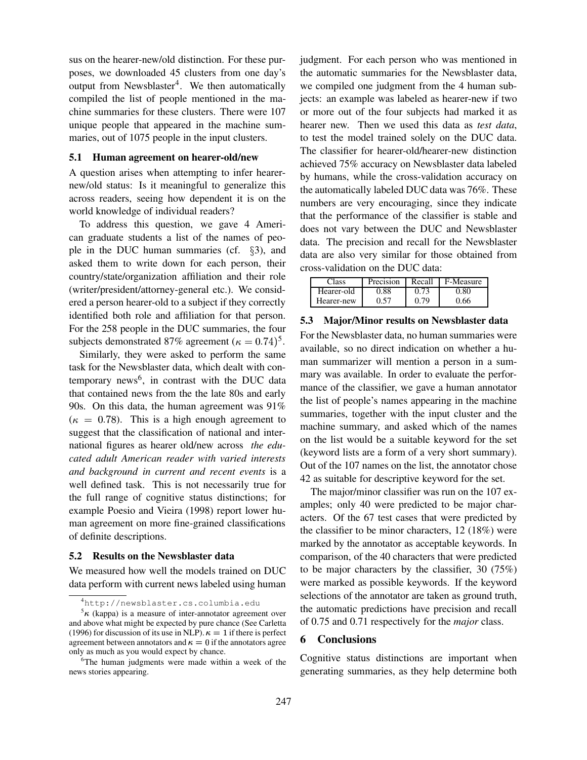sus on the hearer-new/old distinction. For these purposes, we downloaded 45 clusters from one day's output from Newsblaster[4]. We then automatically compiled the list of people mentioned in the machine summaries for these clusters. There were 107 unique people that appeared in the machine summaries, out of 1075 people in the input clusters.

### 5.1 Human agreement on hearer-old/new

A question arises when attempting to infer hearer-new/old status: Is it meaningful to generalize this across readers, seeing how dependent it is on the world knowledge of individual readers?

To address this question, we gave 4 American graduate students a list of the names of people in the DUC human summaries (cf. §3), and asked them to write down for each person, their country/state/organization affiliation and their role (writer/president/attorney-general etc.). We considered a person hearer-old to a subject if they correctly identified both role and affiliation for that person. For the 258 people in the DUC summaries, the four subjects demonstrated 87% agreement ($\kappa = 0.74$)[5].

Similarly, they were asked to perform the same task for the Newsblaster data, which dealt with contemporary news[6], in contrast with the DUC data that contained news from the the late 80s and early 90s. On this data, the human agreement was 91% ($\kappa = 0.78$). This is a high enough agreement to suggest that the classification of national and international figures as hearer old/new across *the educated adult American reader with varied interests and background in current and recent events* is a well defined task. This is not necessarily true for the full range of cognitive status distinctions; for example Poesio and Vieira (1998) report lower human agreement on more fine-grained classifications of definite descriptions.

### 5.2 Results on the Newsblaster data

We measured how well the models trained on DUC data perform with current news labeled using human judgment. For each person who was mentioned in the automatic summaries for the Newsblaster data, we compiled one judgment from the 4 human subjects: an example was labeled as hearer-new if two or more out of the four subjects had marked it as hearer new. Then we used this data as *test data*, to test the model trained solely on the DUC data. The classifier for hearer-old/hearer-new distinction achieved 75% accuracy on Newsblaster data labeled by humans, while the cross-validation accuracy on the automatically labeled DUC data was 76%. These numbers are very encouraging, since they indicate that the performance of the classifier is stable and does not vary between the DUC and Newsblaster data. The precision and recall for the Newsblaster data are also very similar for those obtained from cross-validation on the DUC data:

| Class | Precision | Recall | F-Measure |
|---|---|---|---|
| Hearer-old | 0.88 | 0.73 | 0.80 |
| Hearer-new | 0.57 | 0.79 | 0.66 |

### 5.3 Major/Minor results on Newsblaster data

For the Newsblaster data, no human summaries were available, so no direct indication on whether a human summarizer will mention a person in a summary was available. In order to evaluate the performance of the classifier, we gave a human annotator the list of people's names appearing in the machine summaries, together with the input cluster and the machine summary, and asked which of the names on the list would be a suitable keyword for the set (keyword lists are a form of a very short summary). Out of the 107 names on the list, the annotator chose 42 as suitable for descriptive keyword for the set.

The major/minor classifier was run on the 107 examples; only 40 were predicted to be major characters. Of the 67 test cases that were predicted by the classifier to be minor characters, 12 (18%) were marked by the annotator as acceptable keywords. In comparison, of the 40 characters that were predicted to be major characters by the classifier, 30 (75%) were marked as possible keywords. If the keyword selections of the annotator are taken as ground truth, the automatic predictions have precision and recall of 0.75 and 0.71 respectively for the *major* class.

## 6 Conclusions

Cognitive status distinctions are important when generating summaries, as they help determine both

---

[4] http://newsblaster.cs.columbia.edu

[5] $\kappa$ (kappa) is a measure of inter-annotator agreement over and above what might be expected by pure chance (See Carletta (1996) for discussion of its use in NLP). $\kappa = 1$ if there is perfect agreement between annotators and $\kappa = 0$ if the annotators agree only as much as you would expect by chance.

[6] The human judgments were made within a week of the news stories appearing.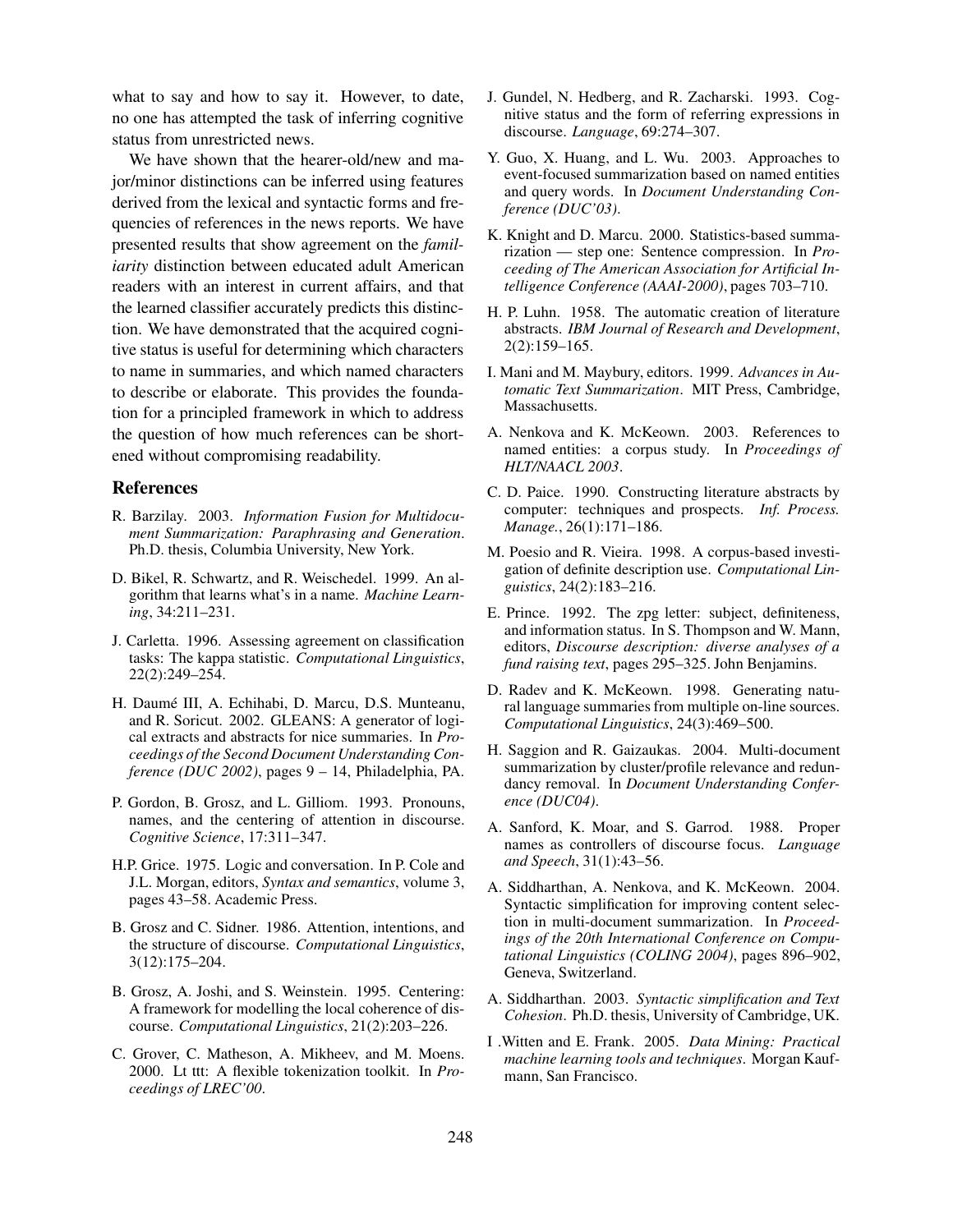what to say and how to say it. However, to date, no one has attempted the task of inferring cognitive status from unrestricted news.

We have shown that the hearer-old/new and major/minor distinctions can be inferred using features derived from the lexical and syntactic forms and frequencies of references in the news reports. We have presented results that show agreement on the *familiarity* distinction between educated adult American readers with an interest in current affairs, and that the learned classifier accurately predicts this distinction. We have demonstrated that the acquired cognitive status is useful for determining which characters to name in summaries, and which named characters to describe or elaborate. This provides the foundation for a principled framework in which to address the question of how much references can be shortened without compromising readability.

## References

R. Barzilay. 2003. *Information Fusion for Multidocument Summarization: Paraphrasing and Generation*. Ph.D. thesis, Columbia University, New York.

D. Bikel, R. Schwartz, and R. Weischedel. 1999. An algorithm that learns what's in a name. *Machine Learning*, 34:211–231.

J. Carletta. 1996. Assessing agreement on classification tasks: The kappa statistic. *Computational Linguistics*, 22(2):249–254.

H. Daumé III, A. Echihabi, D. Marcu, D.S. Munteanu, and R. Soricut. 2002. GLEANS: A generator of logical extracts and abstracts for nice summaries. In *Proceedings of the Second Document Understanding Conference (DUC 2002)*, pages 9 – 14, Philadelphia, PA.

P. Gordon, B. Grosz, and L. Gilliom. 1993. Pronouns, names, and the centering of attention in discourse. *Cognitive Science*, 17:311–347.

H.P. Grice. 1975. Logic and conversation. In P. Cole and J.L. Morgan, editors, *Syntax and semantics*, volume 3, pages 43–58. Academic Press.

B. Grosz and C. Sidner. 1986. Attention, intentions, and the structure of discourse. *Computational Linguistics*, 3(12):175–204.

B. Grosz, A. Joshi, and S. Weinstein. 1995. Centering: A framework for modelling the local coherence of discourse. *Computational Linguistics*, 21(2):203–226.

C. Grover, C. Matheson, A. Mikheev, and M. Moens. 2000. Lt ttt: A flexible tokenization toolkit. In *Proceedings of LREC'00*.

J. Gundel, N. Hedberg, and R. Zacharski. 1993. Cognitive status and the form of referring expressions in discourse. *Language*, 69:274–307.

Y. Guo, X. Huang, and L. Wu. 2003. Approaches to event-focused summarization based on named entities and query words. In *Document Understanding Conference (DUC'03)*.

K. Knight and D. Marcu. 2000. Statistics-based summarization — step one: Sentence compression. In *Proceeding of The American Association for Artificial Intelligence Conference (AAAI-2000)*, pages 703–710.

H. P. Luhn. 1958. The automatic creation of literature abstracts. *IBM Journal of Research and Development*, 2(2):159–165.

I. Mani and M. Maybury, editors. 1999. *Advances in Automatic Text Summarization*. MIT Press, Cambridge, Massachusetts.

A. Nenkova and K. McKeown. 2003. References to named entities: a corpus study. In *Proceedings of HLT/NAACL 2003*.

C. D. Paice. 1990. Constructing literature abstracts by computer: techniques and prospects. *Inf. Process. Manage.*, 26(1):171–186.

M. Poesio and R. Vieira. 1998. A corpus-based investigation of definite description use. *Computational Linguistics*, 24(2):183–216.

E. Prince. 1992. The zpg letter: subject, definiteness, and information status. In S. Thompson and W. Mann, editors, *Discourse description: diverse analyses of a fund raising text*, pages 295–325. John Benjamins.

D. Radev and K. McKeown. 1998. Generating natural language summaries from multiple on-line sources. *Computational Linguistics*, 24(3):469–500.

H. Saggion and R. Gaizaukas. 2004. Multi-document summarization by cluster/profile relevance and redundancy removal. In *Document Understanding Conference (DUC04)*.

A. Sanford, K. Moar, and S. Garrod. 1988. Proper names as controllers of discourse focus. *Language and Speech*, 31(1):43–56.

A. Siddharthan, A. Nenkova, and K. McKeown. 2004. Syntactic simplification for improving content selection in multi-document summarization. In *Proceedings of the 20th International Conference on Computational Linguistics (COLING 2004)*, pages 896–902, Geneva, Switzerland.

A. Siddharthan. 2003. *Syntactic simplification and Text Cohesion*. Ph.D. thesis, University of Cambridge, UK.

I .Witten and E. Frank. 2005. *Data Mining: Practical machine learning tools and techniques*. Morgan Kaufmann, San Francisco.